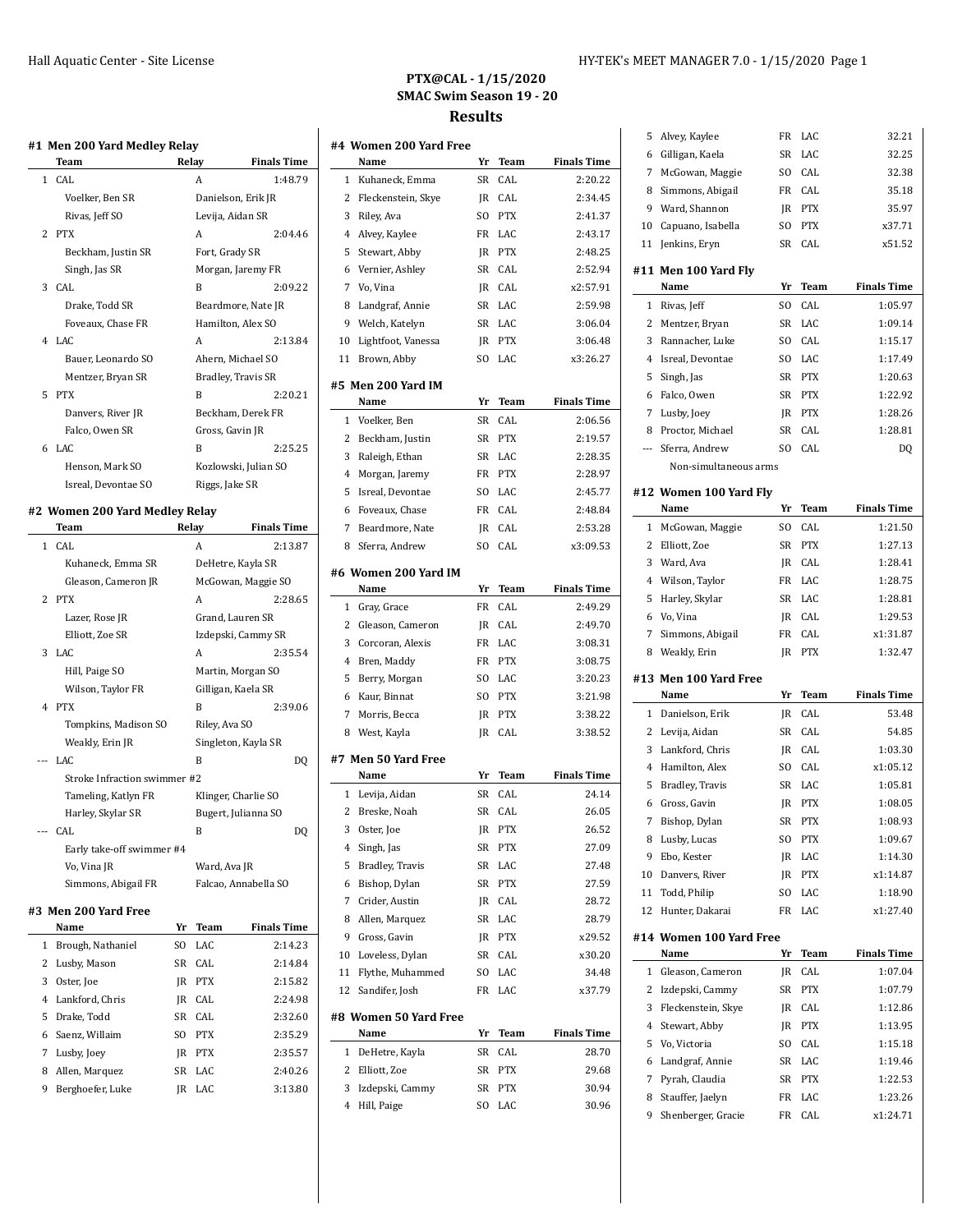## PTX@CAL - 1/15/2020
## SMAC Swim Season 19 - 20
## Results

### #1 Men 200 Yard Medley Relay

| | Team | Relay | Finals Time |
|---|---|---|---|
| 1 | CAL | A | 1:48.79 |
| | Voelker, Ben SR | Danielson, Erik JR | |
| | Rivas, Jeff SO | Levija, Aidan SR | |
| 2 | PTX | A | 2:04.46 |
| | Beckham, Justin SR | Fort, Grady SR | |
| | Singh, Jas SR | Morgan, Jaremy FR | |
| 3 | CAL | B | 2:09.22 |
| | Drake, Todd SR | Beardmore, Nate JR | |
| | Foveaux, Chase FR | Hamilton, Alex SO | |
| 4 | LAC | A | 2:13.84 |
| | Bauer, Leonardo SO | Ahern, Michael SO | |
| | Mentzer, Bryan SR | Bradley, Travis SR | |
| 5 | PTX | B | 2:20.21 |
| | Danvers, River JR | Beckham, Derek FR | |
| | Falco, Owen SR | Gross, Gavin JR | |
| 6 | LAC | B | 2:25.25 |
| | Henson, Mark SO | Kozlowski, Julian SO | |
| | Isreal, Devontae SO | Riggs, Jake SR | |

### #2 Women 200 Yard Medley Relay

| | Team | Relay | Finals Time |
|---|---|---|---|
| 1 | CAL | A | 2:13.87 |
| | Kuhaneck, Emma SR | DeHetre, Kayla SR | |
| | Gleason, Cameron JR | McGowan, Maggie SO | |
| 2 | PTX | A | 2:28.65 |
| | Lazer, Rose JR | Grand, Lauren SR | |
| | Elliott, Zoe SR | Izdepski, Cammy SR | |
| 3 | LAC | A | 2:35.54 |
| | Hill, Paige SO | Martin, Morgan SO | |
| | Wilson, Taylor FR | Gilligan, Kaela SR | |
| 4 | PTX | B | 2:39.06 |
| | Tompkins, Madison SO | Riley, Ava SO | |
| | Weakly, Erin JR | Singleton, Kayla SR | |
| --- | LAC | B | DQ |
| | Stroke Infraction swimmer #2 | | |
| | Tameling, Katlyn FR | Klinger, Charlie SO | |
| | Harley, Skylar SR | Bugert, Julianna SO | |
| --- | CAL | B | DQ |
| | Early take-off swimmer #4 | | |
| | Vo, Vina JR | Ward, Ava JR | |
| | Simmons, Abigail FR | Falcao, Annabella SO | |

### #3 Men 200 Yard Free

| | Name | Yr | Team | Finals Time |
|---|---|---|---|---|
| 1 | Brough, Nathaniel | SO | LAC | 2:14.23 |
| 2 | Lusby, Mason | SR | CAL | 2:14.84 |
| 3 | Oster, Joe | JR | PTX | 2:15.82 |
| 4 | Lankford, Chris | JR | CAL | 2:24.98 |
| 5 | Drake, Todd | SR | CAL | 2:32.60 |
| 6 | Saenz, Willaim | SO | PTX | 2:35.29 |
| 7 | Lusby, Joey | JR | PTX | 2:35.57 |
| 8 | Allen, Marquez | SR | LAC | 2:40.26 |
| 9 | Berghoefer, Luke | JR | LAC | 3:13.80 |

### #4 Women 200 Yard Free

| | Name | Yr | Team | Finals Time |
|---|---|---|---|---|
| 1 | Kuhaneck, Emma | SR | CAL | 2:20.22 |
| 2 | Fleckenstein, Skye | JR | CAL | 2:34.45 |
| 3 | Riley, Ava | SO | PTX | 2:41.37 |
| 4 | Alvey, Kaylee | FR | LAC | 2:43.17 |
| 5 | Stewart, Abby | JR | PTX | 2:48.25 |
| 6 | Vernier, Ashley | SR | CAL | 2:52.94 |
| 7 | Vo, Vina | JR | CAL | x2:57.91 |
| 8 | Landgraf, Annie | SR | LAC | 2:59.98 |
| 9 | Welch, Katelyn | SR | LAC | 3:06.04 |
| 10 | Lightfoot, Vanessa | JR | PTX | 3:06.48 |
| 11 | Brown, Abby | SO | LAC | x3:26.27 |

### #5 Men 200 Yard IM

| | Name | Yr | Team | Finals Time |
|---|---|---|---|---|
| 1 | Voelker, Ben | SR | CAL | 2:06.56 |
| 2 | Beckham, Justin | SR | PTX | 2:19.57 |
| 3 | Raleigh, Ethan | SR | LAC | 2:28.35 |
| 4 | Morgan, Jaremy | FR | PTX | 2:28.97 |
| 5 | Isreal, Devontae | SO | LAC | 2:45.77 |
| 6 | Foveaux, Chase | FR | CAL | 2:48.84 |
| 7 | Beardmore, Nate | JR | CAL | 2:53.28 |
| 8 | Sferra, Andrew | SO | CAL | x3:09.53 |

### #6 Women 200 Yard IM

| | Name | Yr | Team | Finals Time |
|---|---|---|---|---|
| 1 | Gray, Grace | FR | CAL | 2:49.29 |
| 2 | Gleason, Cameron | JR | CAL | 2:49.70 |
| 3 | Corcoran, Alexis | FR | LAC | 3:08.31 |
| 4 | Bren, Maddy | FR | PTX | 3:08.75 |
| 5 | Berry, Morgan | SO | LAC | 3:20.23 |
| 6 | Kaur, Binnat | SO | PTX | 3:21.98 |
| 7 | Morris, Becca | JR | PTX | 3:38.22 |
| 8 | West, Kayla | JR | CAL | 3:38.52 |

### #7 Men 50 Yard Free

| | Name | Yr | Team | Finals Time |
|---|---|---|---|---|
| 1 | Levija, Aidan | SR | CAL | 24.14 |
| 2 | Breske, Noah | SR | CAL | 26.05 |
| 3 | Oster, Joe | JR | PTX | 26.52 |
| 4 | Singh, Jas | SR | PTX | 27.09 |
| 5 | Bradley, Travis | SR | LAC | 27.48 |
| 6 | Bishop, Dylan | SR | PTX | 27.59 |
| 7 | Crider, Austin | JR | CAL | 28.72 |
| 8 | Allen, Marquez | SR | LAC | 28.79 |
| 9 | Gross, Gavin | JR | PTX | x29.52 |
| 10 | Loveless, Dylan | SR | CAL | x30.20 |
| 11 | Flythe, Muhammed | SO | LAC | 34.48 |
| 12 | Sandifer, Josh | FR | LAC | x37.79 |

### #8 Women 50 Yard Free

| | Name | Yr | Team | Finals Time |
|---|---|---|---|---|
| 1 | DeHetre, Kayla | SR | CAL | 28.70 |
| 2 | Elliott, Zoe | SR | PTX | 29.68 |
| 3 | Izdepski, Cammy | SR | PTX | 30.94 |
| 4 | Hill, Paige | SO | LAC | 30.96 |
| 5 | Alvey, Kaylee | FR | LAC | 32.21 |
| 6 | Gilligan, Kaela | SR | LAC | 32.25 |
| 7 | McGowan, Maggie | SO | CAL | 32.38 |
| 8 | Simmons, Abigail | FR | CAL | 35.18 |
| 9 | Ward, Shannon | JR | PTX | 35.97 |
| 10 | Capuano, Isabella | SO | PTX | x37.71 |
| 11 | Jenkins, Eryn | SR | CAL | x51.52 |

### #11 Men 100 Yard Fly

| | Name | Yr | Team | Finals Time |
|---|---|---|---|---|
| 1 | Rivas, Jeff | SO | CAL | 1:05.97 |
| 2 | Mentzer, Bryan | SR | LAC | 1:09.14 |
| 3 | Rannacher, Luke | SO | CAL | 1:15.17 |
| 4 | Isreal, Devontae | SO | LAC | 1:17.49 |
| 5 | Singh, Jas | SR | PTX | 1:20.63 |
| 6 | Falco, Owen | SR | PTX | 1:22.92 |
| 7 | Lusby, Joey | JR | PTX | 1:28.26 |
| 8 | Proctor, Michael | SR | CAL | 1:28.81 |
| --- | Sferra, Andrew | SO | CAL | DQ |
| | Non-simultaneous arms | | | |

### #12 Women 100 Yard Fly

| | Name | Yr | Team | Finals Time |
|---|---|---|---|---|
| 1 | McGowan, Maggie | SO | CAL | 1:21.50 |
| 2 | Elliott, Zoe | SR | PTX | 1:27.13 |
| 3 | Ward, Ava | JR | CAL | 1:28.41 |
| 4 | Wilson, Taylor | FR | LAC | 1:28.75 |
| 5 | Harley, Skylar | SR | LAC | 1:28.81 |
| 6 | Vo, Vina | JR | CAL | 1:29.53 |
| 7 | Simmons, Abigail | FR | CAL | x1:31.87 |
| 8 | Weakly, Erin | JR | PTX | 1:32.47 |

### #13 Men 100 Yard Free

| | Name | Yr | Team | Finals Time |
|---|---|---|---|---|
| 1 | Danielson, Erik | JR | CAL | 53.48 |
| 2 | Levija, Aidan | SR | CAL | 54.85 |
| 3 | Lankford, Chris | JR | CAL | 1:03.30 |
| 4 | Hamilton, Alex | SO | CAL | x1:05.12 |
| 5 | Bradley, Travis | SR | LAC | 1:05.81 |
| 6 | Gross, Gavin | JR | PTX | 1:08.05 |
| 7 | Bishop, Dylan | SR | PTX | 1:08.93 |
| 8 | Lusby, Lucas | SO | PTX | 1:09.67 |
| 9 | Ebo, Kester | JR | LAC | 1:14.30 |
| 10 | Danvers, River | JR | PTX | x1:14.87 |
| 11 | Todd, Philip | SO | LAC | 1:18.90 |
| 12 | Hunter, Dakarai | FR | LAC | x1:27.40 |

### #14 Women 100 Yard Free

| | Name | Yr | Team | Finals Time |
|---|---|---|---|---|
| 1 | Gleason, Cameron | JR | CAL | 1:07.04 |
| 2 | Izdepski, Cammy | SR | PTX | 1:07.79 |
| 3 | Fleckenstein, Skye | JR | CAL | 1:12.86 |
| 4 | Stewart, Abby | JR | PTX | 1:13.95 |
| 5 | Vo, Victoria | SO | CAL | 1:15.18 |
| 6 | Landgraf, Annie | SR | LAC | 1:19.46 |
| 7 | Pyrah, Claudia | SR | PTX | 1:22.53 |
| 8 | Stauffer, Jaelyn | FR | LAC | 1:23.26 |
| 9 | Shenberger, Gracie | FR | CAL | x1:24.71 |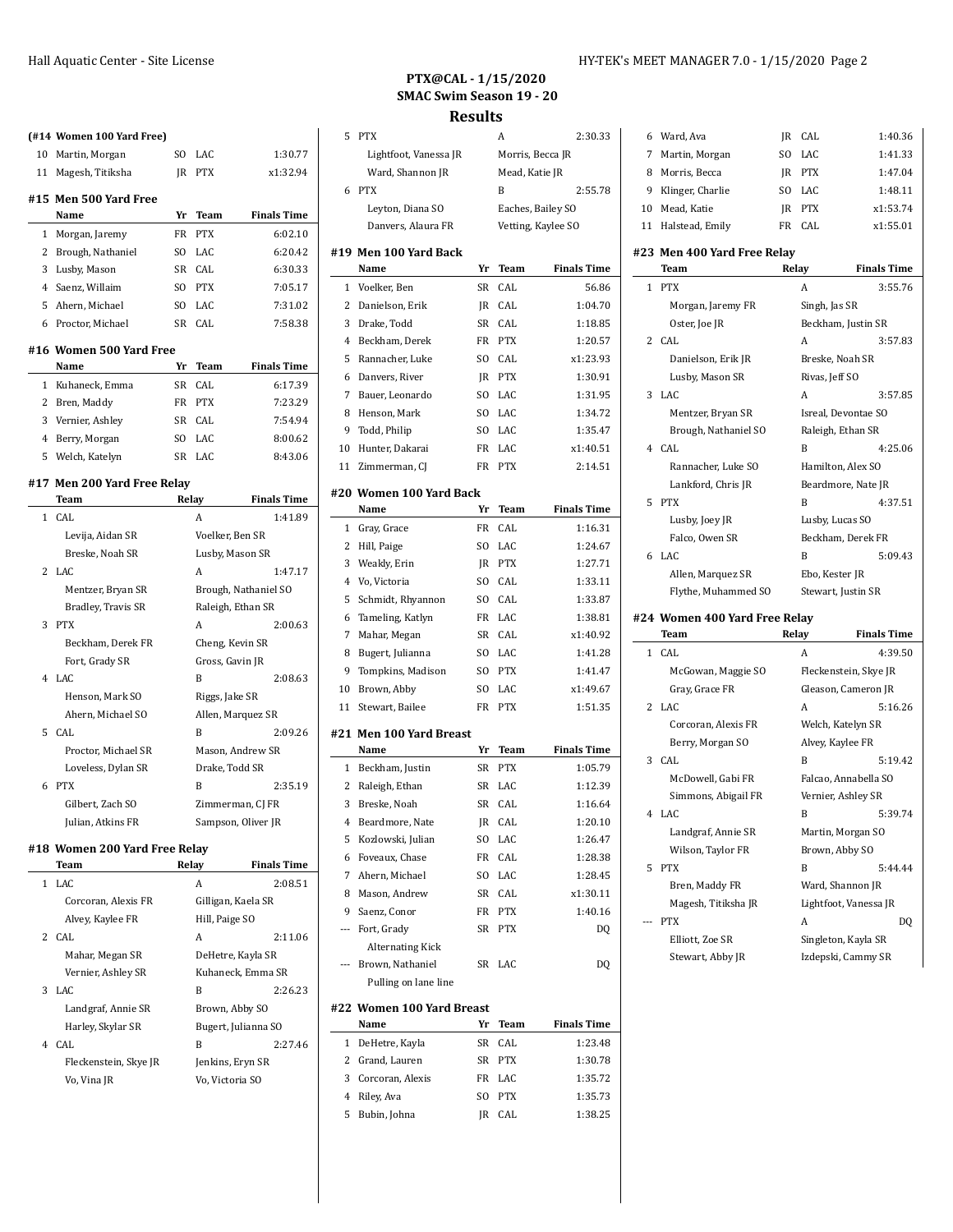# PTX@CAL - 1/15/2020
## SMAC Swim Season 19 - 20
## Results

### (#14 Women 100 Yard Free)

| | Name | Yr | Team | Finals Time |
|---|---|---|---|---|
| 10 | Martin, Morgan | SO | LAC | 1:30.77 |
| 11 | Magesh, Titiksha | JR | PTX | x1:32.94 |

### #15 Men 500 Yard Free

| | Name | Yr | Team | Finals Time |
|---|---|---|---|---|
| 1 | Morgan, Jaremy | FR | PTX | 6:02.10 |
| 2 | Brough, Nathaniel | SO | LAC | 6:20.42 |
| 3 | Lusby, Mason | SR | CAL | 6:30.33 |
| 4 | Saenz, Willaim | SO | PTX | 7:05.17 |
| 5 | Ahern, Michael | SO | LAC | 7:31.02 |
| 6 | Proctor, Michael | SR | CAL | 7:58.38 |

### #16 Women 500 Yard Free

| | Name | Yr | Team | Finals Time |
|---|---|---|---|---|
| 1 | Kuhaneck, Emma | SR | CAL | 6:17.39 |
| 2 | Bren, Maddy | FR | PTX | 7:23.29 |
| 3 | Vernier, Ashley | SR | CAL | 7:54.94 |
| 4 | Berry, Morgan | SO | LAC | 8:00.62 |
| 5 | Welch, Katelyn | SR | LAC | 8:43.06 |

### #17 Men 200 Yard Free Relay

| | Team | Relay | Finals Time |
|---|---|---|---|
| 1 | CAL | A | 1:41.89 |
| | Levija, Aidan SR | Voelker, Ben SR | |
| | Breske, Noah SR | Lusby, Mason SR | |
| 2 | LAC | A | 1:47.17 |
| | Mentzer, Bryan SR | Brough, Nathaniel SO | |
| | Bradley, Travis SR | Raleigh, Ethan SR | |
| 3 | PTX | A | 2:00.63 |
| | Beckham, Derek FR | Cheng, Kevin SR | |
| | Fort, Grady SR | Gross, Gavin JR | |
| 4 | LAC | B | 2:08.63 |
| | Henson, Mark SO | Riggs, Jake SR | |
| | Ahern, Michael SO | Allen, Marquez SR | |
| 5 | CAL | B | 2:09.26 |
| | Proctor, Michael SR | Mason, Andrew SR | |
| | Loveless, Dylan SR | Drake, Todd SR | |
| 6 | PTX | B | 2:35.19 |
| | Gilbert, Zach SO | Zimmerman, CJ FR | |
| | Julian, Atkins FR | Sampson, Oliver JR | |

### #18 Women 200 Yard Free Relay

| | Team | Relay | Finals Time |
|---|---|---|---|
| 1 | LAC | A | 2:08.51 |
| | Corcoran, Alexis FR | Gilligan, Kaela SR | |
| | Alvey, Kaylee FR | Hill, Paige SO | |
| 2 | CAL | A | 2:11.06 |
| | Mahar, Megan SR | DeHetre, Kayla SR | |
| | Vernier, Ashley SR | Kuhaneck, Emma SR | |
| 3 | LAC | B | 2:26.23 |
| | Landgraf, Annie SR | Brown, Abby SO | |
| | Harley, Skylar SR | Bugert, Julianna SO | |
| 4 | CAL | B | 2:27.46 |
| | Fleckenstein, Skye JR | Jenkins, Eryn SR | |
| | Vo, Vina JR | Vo, Victoria SO | |
| 5 | PTX | A | 2:30.33 |
| | Lightfoot, Vanessa JR | Morris, Becca JR | |
| | Ward, Shannon JR | Mead, Katie JR | |
| 6 | PTX | B | 2:55.78 |
| | Leyton, Diana SO | Eaches, Bailey SO | |
| | Danvers, Alaura FR | Vetting, Kaylee SO | |

### #19 Men 100 Yard Back

| | Name | Yr | Team | Finals Time |
|---|---|---|---|---|
| 1 | Voelker, Ben | SR | CAL | 56.86 |
| 2 | Danielson, Erik | JR | CAL | 1:04.70 |
| 3 | Drake, Todd | SR | CAL | 1:18.85 |
| 4 | Beckham, Derek | FR | PTX | 1:20.57 |
| 5 | Rannacher, Luke | SO | CAL | x1:23.93 |
| 6 | Danvers, River | JR | PTX | 1:30.91 |
| 7 | Bauer, Leonardo | SO | LAC | 1:31.95 |
| 8 | Henson, Mark | SO | LAC | 1:34.72 |
| 9 | Todd, Philip | SO | LAC | 1:35.47 |
| 10 | Hunter, Dakarai | FR | LAC | x1:40.51 |
| 11 | Zimmerman, CJ | FR | PTX | 2:14.51 |

### #20 Women 100 Yard Back

| | Name | Yr | Team | Finals Time |
|---|---|---|---|---|
| 1 | Gray, Grace | FR | CAL | 1:16.31 |
| 2 | Hill, Paige | SO | LAC | 1:24.67 |
| 3 | Weakly, Erin | JR | PTX | 1:27.71 |
| 4 | Vo, Victoria | SO | CAL | 1:33.11 |
| 5 | Schmidt, Rhyannon | SO | CAL | 1:33.87 |
| 6 | Tameling, Katlyn | FR | LAC | 1:38.81 |
| 7 | Mahar, Megan | SR | CAL | x1:40.92 |
| 8 | Bugert, Julianna | SO | LAC | 1:41.28 |
| 9 | Tompkins, Madison | SO | PTX | 1:41.47 |
| 10 | Brown, Abby | SO | LAC | x1:49.67 |
| 11 | Stewart, Bailee | FR | PTX | 1:51.35 |

### #21 Men 100 Yard Breast

| | Name | Yr | Team | Finals Time |
|---|---|---|---|---|
| 1 | Beckham, Justin | SR | PTX | 1:05.79 |
| 2 | Raleigh, Ethan | SR | LAC | 1:12.39 |
| 3 | Breske, Noah | SR | CAL | 1:16.64 |
| 4 | Beardmore, Nate | JR | CAL | 1:20.10 |
| 5 | Kozlowski, Julian | SO | LAC | 1:26.47 |
| 6 | Foveaux, Chase | FR | CAL | 1:28.38 |
| 7 | Ahern, Michael | SO | LAC | 1:28.45 |
| 8 | Mason, Andrew | SR | CAL | x1:30.11 |
| 9 | Saenz, Conor | FR | PTX | 1:40.16 |
| --- | Fort, Grady | SR | PTX | DQ |
| | Alternating Kick | | | |
| --- | Brown, Nathaniel | SR | LAC | DQ |
| | Pulling on lane line | | | |

### #22 Women 100 Yard Breast

| | Name | Yr | Team | Finals Time |
|---|---|---|---|---|
| 1 | DeHetre, Kayla | SR | CAL | 1:23.48 |
| 2 | Grand, Lauren | SR | PTX | 1:30.78 |
| 3 | Corcoran, Alexis | FR | LAC | 1:35.72 |
| 4 | Riley, Ava | SO | PTX | 1:35.73 |
| 5 | Bubin, Johna | JR | CAL | 1:38.25 |
| 6 | Ward, Ava | JR | CAL | 1:40.36 |
| 7 | Martin, Morgan | SO | LAC | 1:41.33 |
| 8 | Morris, Becca | JR | PTX | 1:47.04 |
| 9 | Klinger, Charlie | SO | LAC | 1:48.11 |
| 10 | Mead, Katie | JR | PTX | x1:53.74 |
| 11 | Halstead, Emily | FR | CAL | x1:55.01 |

### #23 Men 400 Yard Free Relay

| | Team | Relay | Finals Time |
|---|---|---|---|
| 1 | PTX | A | 3:55.76 |
| | Morgan, Jaremy FR | Singh, Jas SR | |
| | Oster, Joe JR | Beckham, Justin SR | |
| 2 | CAL | A | 3:57.83 |
| | Danielson, Erik JR | Breske, Noah SR | |
| | Lusby, Mason SR | Rivas, Jeff SO | |
| 3 | LAC | A | 3:57.85 |
| | Mentzer, Bryan SR | Isreal, Devontae SO | |
| | Brough, Nathaniel SO | Raleigh, Ethan SR | |
| 4 | CAL | B | 4:25.06 |
| | Rannacher, Luke SO | Hamilton, Alex SO | |
| | Lankford, Chris JR | Beardmore, Nate JR | |
| 5 | PTX | B | 4:37.51 |
| | Lusby, Joey JR | Lusby, Lucas SO | |
| | Falco, Owen SR | Beckham, Derek FR | |
| 6 | LAC | B | 5:09.43 |
| | Allen, Marquez SR | Ebo, Kester JR | |
| | Flythe, Muhammed SO | Stewart, Justin SR | |

### #24 Women 400 Yard Free Relay

| | Team | Relay | Finals Time |
|---|---|---|---|
| 1 | CAL | A | 4:39.50 |
| | McGowan, Maggie SO | Fleckenstein, Skye JR | |
| | Gray, Grace FR | Gleason, Cameron JR | |
| 2 | LAC | A | 5:16.26 |
| | Corcoran, Alexis FR | Welch, Katelyn SR | |
| | Berry, Morgan SO | Alvey, Kaylee FR | |
| 3 | CAL | B | 5:19.42 |
| | McDowell, Gabi FR | Falcao, Annabella SO | |
| | Simmons, Abigail FR | Vernier, Ashley SR | |
| 4 | LAC | B | 5:39.74 |
| | Landgraf, Annie SR | Martin, Morgan SO | |
| | Wilson, Taylor FR | Brown, Abby SO | |
| 5 | PTX | B | 5:44.44 |
| | Bren, Maddy FR | Ward, Shannon JR | |
| | Magesh, Titiksha JR | Lightfoot, Vanessa JR | |
| --- | PTX | A | DQ |
| | Elliott, Zoe SR | Singleton, Kayla SR | |
| | Stewart, Abby JR | Izdepski, Cammy SR | |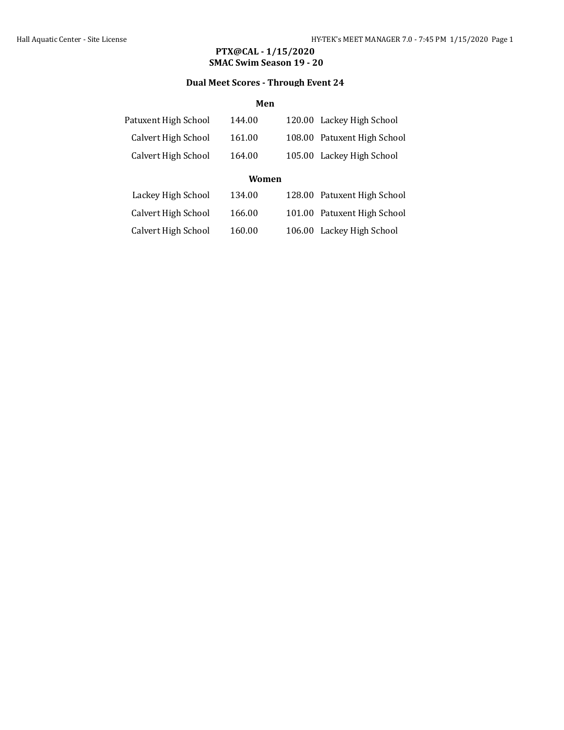**PTX@CAL - 1/15/2020**
**SMAC Swim Season 19 - 20**

### Dual Meet Scores - Through Event 24

**Men**

| | | | |
|---|---|---|---|
| Patuxent High School | 144.00 | 120.00 | Lackey High School |
| Calvert High School | 161.00 | 108.00 | Patuxent High School |
| Calvert High School | 164.00 | 105.00 | Lackey High School |

**Women**

| | | | |
|---|---|---|---|
| Lackey High School | 134.00 | 128.00 | Patuxent High School |
| Calvert High School | 166.00 | 101.00 | Patuxent High School |
| Calvert High School | 160.00 | 106.00 | Lackey High School |